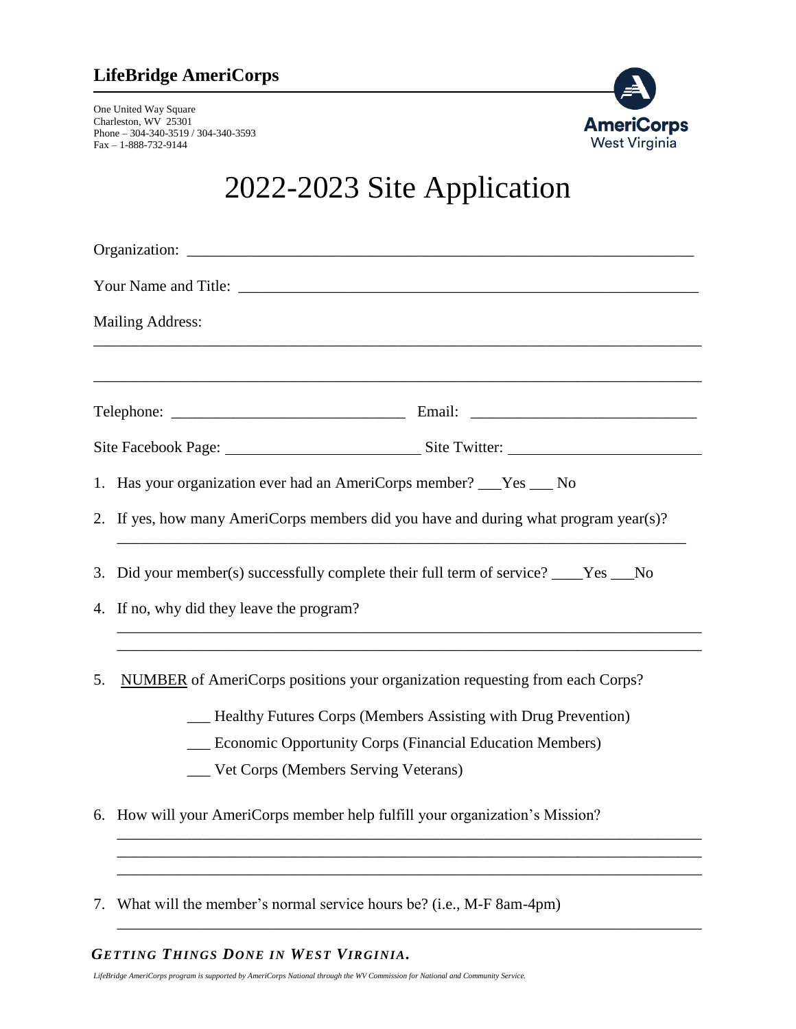## LifeBridge AmeriCorps

One United Way Square
Charleston, WV 25301
Phone – 304-340-3519 / 304-340-3593
Fax – 1-888-732-9144

AmeriCorps West Virginia

# 2022-2023 Site Application

Organization: ________________________________________________________________

Your Name and Title: ___________________________________________________________

Mailing Address:

__________________________________________________________________________

__________________________________________________________________________

Telephone: ______________________________ Email: ____________________________

Site Facebook Page: ________________________ Site Twitter: _______________________

1. Has your organization ever had an AmeriCorps member? ___Yes ___ No

2. If yes, how many AmeriCorps members did you have and during what program year(s)?

   ________________________________________________________________________

3. Did your member(s) successfully complete their full term of service? ____Yes ___No

4. If no, why did they leave the program?

   ________________________________________________________________________

   ________________________________________________________________________

5. NUMBER of AmeriCorps positions your organization requesting from each Corps?

   ___ Healthy Futures Corps (Members Assisting with Drug Prevention)

   ___ Economic Opportunity Corps (Financial Education Members)

   ___ Vet Corps (Members Serving Veterans)

6. How will your AmeriCorps member help fulfill your organization's Mission?

   ________________________________________________________________________

   ________________________________________________________________________

   ________________________________________________________________________

7. What will the member's normal service hours be? (i.e., M-F 8am-4pm)

   ________________________________________________________________________

***GETTING THINGS DONE IN WEST VIRGINIA.***

*LifeBridge AmeriCorps program is supported by AmeriCorps National through the WV Commission for National and Community Service.*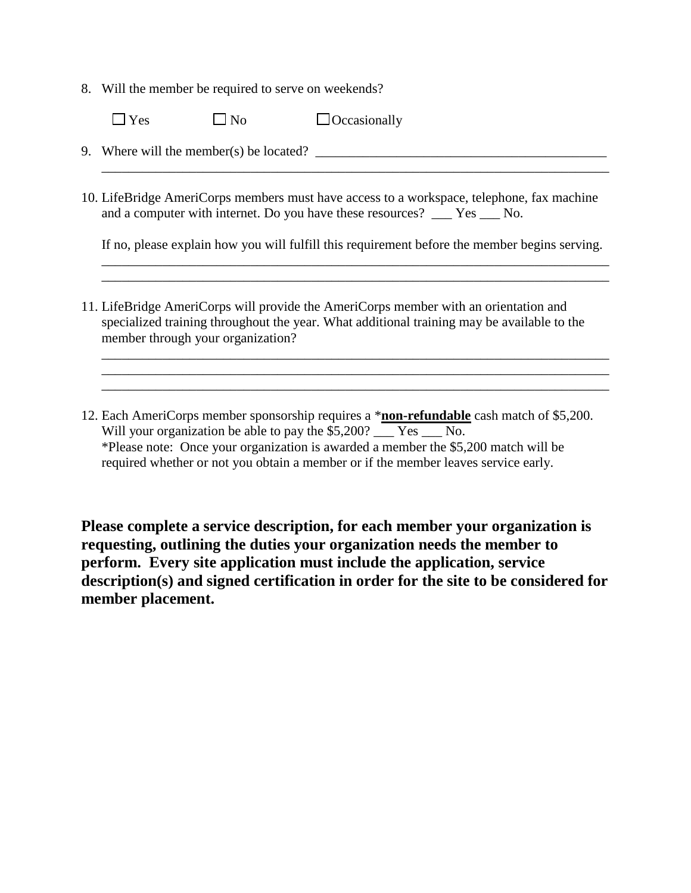8. Will the member be required to serve on weekends?

   ☐ Yes ☐ No ☐ Occasionally

9. Where will the member(s) be located? ___________________________________________
   ___________________________________________________________________________

10. LifeBridge AmeriCorps members must have access to a workspace, telephone, fax machine and a computer with internet. Do you have these resources? ___ Yes ___ No.

    If no, please explain how you will fulfill this requirement before the member begins serving.
    ___________________________________________________________________________
    ___________________________________________________________________________

11. LifeBridge AmeriCorps will provide the AmeriCorps member with an orientation and specialized training throughout the year. What additional training may be available to the member through your organization?

    ___________________________________________________________________________
    ___________________________________________________________________________
    ___________________________________________________________________________

12. Each AmeriCorps member sponsorship requires a *<u>**non-refundable**</u> cash match of $5,200. Will your organization be able to pay the $5,200? ___ Yes ___ No.
    *Please note: Once your organization is awarded a member the $5,200 match will be required whether or not you obtain a member or if the member leaves service early.

**Please complete a service description, for each member your organization is requesting, outlining the duties your organization needs the member to perform. Every site application must include the application, service description(s) and signed certification in order for the site to be considered for member placement.**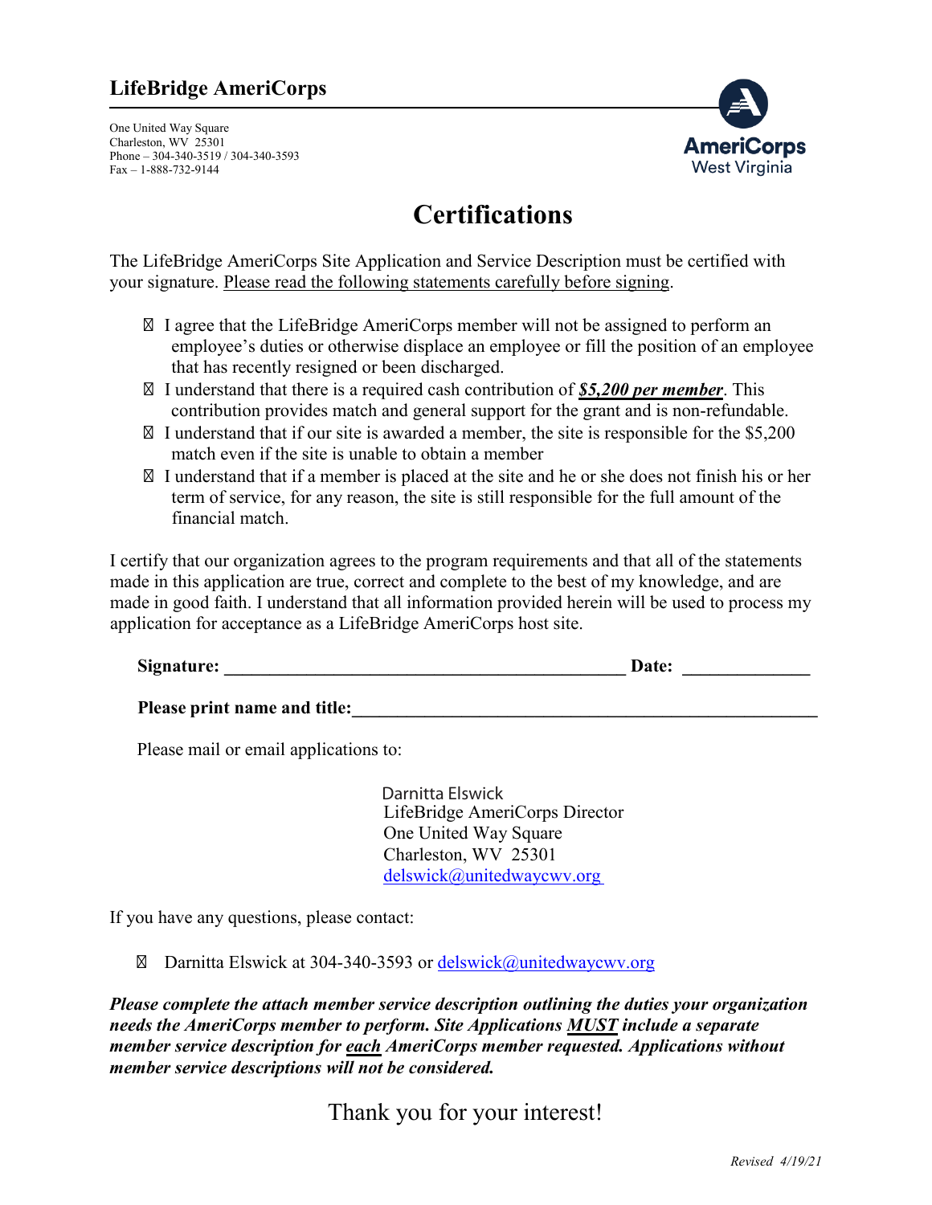## LifeBridge AmeriCorps

One United Way Square
Charleston, WV 25301
Phone – 304-340-3519 / 304-340-3593
Fax – 1-888-732-9144

AmeriCorps West Virginia

# Certifications

The LifeBridge AmeriCorps Site Application and Service Description must be certified with your signature. Please read the following statements carefully before signing.

- I agree that the LifeBridge AmeriCorps member will not be assigned to perform an employee's duties or otherwise displace an employee or fill the position of an employee that has recently resigned or been discharged.
- I understand that there is a required cash contribution of ***$5,200 per member***. This contribution provides match and general support for the grant and is non-refundable.
- I understand that if our site is awarded a member, the site is responsible for the $5,200 match even if the site is unable to obtain a member
- I understand that if a member is placed at the site and he or she does not finish his or her term of service, for any reason, the site is still responsible for the full amount of the financial match.

I certify that our organization agrees to the program requirements and that all of the statements made in this application are true, correct and complete to the best of my knowledge, and are made in good faith. I understand that all information provided herein will be used to process my application for acceptance as a LifeBridge AmeriCorps host site.

**Signature:** _____________________________________________ **Date:** ______________

**Please print name and title:**_____________________________________________________

Please mail or email applications to:

Darnitta Elswick
LifeBridge AmeriCorps Director
One United Way Square
Charleston, WV 25301
delswick@unitedwaycwv.org

If you have any questions, please contact:

- Darnitta Elswick at 304-340-3593 or delswick@unitedwaycwv.org

***Please complete the attach member service description outlining the duties your organization needs the AmeriCorps member to perform. Site Applications MUST include a separate member service description for each AmeriCorps member requested. Applications without member service descriptions will not be considered.***

Thank you for your interest!

*Revised 4/19/21*